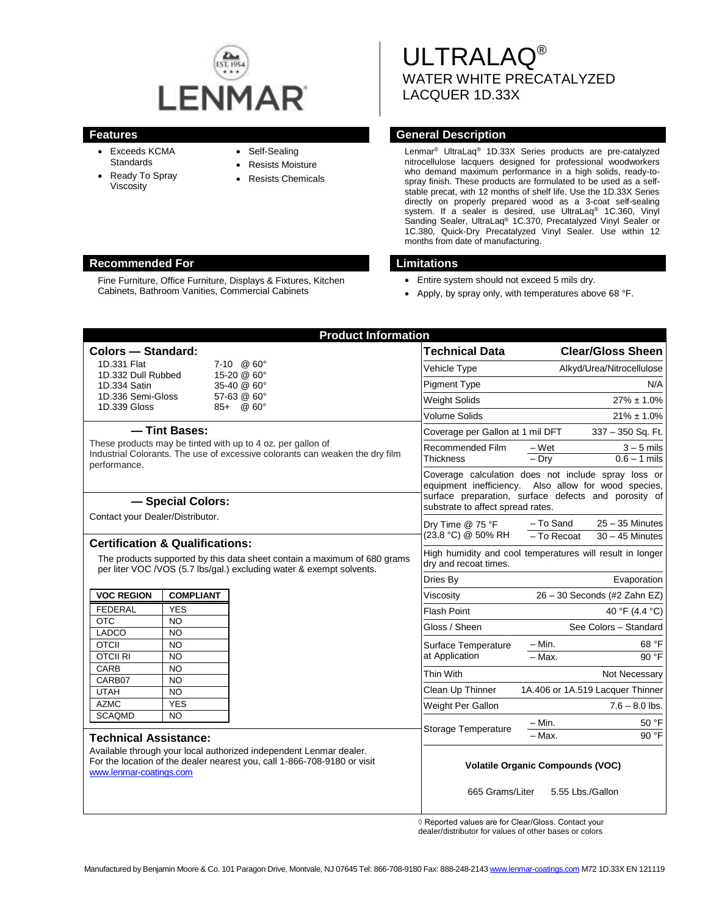LENMAR

EST. 1954

# ULTRALAQ®

## WATER WHITE PRECATALYZED LACQUER 1D.33X

## Features

- Exceeds KCMA Standards
- Ready To Spray Viscosity
- Self-Sealing
- Resists Moisture
- Resists Chemicals

## General Description

Lenmar® UltraLaq® 1D.33X Series products are pre-catalyzed nitrocellulose lacquers designed for professional woodworkers who demand maximum performance in a high solids, ready-to-spray finish. These products are formulated to be used as a self-stable precat, with 12 months of shelf life. Use the 1D.33X Series directly on properly prepared wood as a 3-coat self-sealing system. If a sealer is desired, use UltraLaq® 1C.360, Vinyl Sanding Sealer, UltraLaq® 1C.370, Precatalyzed Vinyl Sealer or 1C.380, Quick-Dry Precatalyzed Vinyl Sealer. Use within 12 months from date of manufacturing.

## Recommended For

Fine Furniture, Office Furniture, Displays & Fixtures, Kitchen Cabinets, Bathroom Vanities, Commercial Cabinets

## Limitations

- Entire system should not exceed 5 mils dry.
- Apply, by spray only, with temperatures above 68 °F.

## Product Information

### Colors — Standard:

| Color | Sheen |
|---|---|
| 1D.331 Flat | 7-10 @ 60° |
| 1D.332 Dull Rubbed | 15-20 @ 60° |
| 1D.334 Satin | 35-40 @ 60° |
| 1D.336 Semi-Gloss | 57-63 @ 60° |
| 1D.339 Gloss | 85+ @ 60° |

### — Tint Bases:

These products may be tinted with up to 4 oz. per gallon of Industrial Colorants. The use of excessive colorants can weaken the dry film performance.

### — Special Colors:

Contact your Dealer/Distributor.

### Certification & Qualifications:

The products supported by this data sheet contain a maximum of 680 grams per liter VOC /VOS (5.7 lbs/gal.) excluding water & exempt solvents.

| VOC REGION | COMPLIANT |
|---|---|
| FEDERAL | YES |
| OTC | NO |
| LADCO | NO |
| OTCII | NO |
| OTCII RI | NO |
| CARB | NO |
| CARB07 | NO |
| UTAH | NO |
| AZMC | YES |
| SCAQMD | NO |

### Technical Assistance:

Available through your local authorized independent Lenmar dealer. For the location of the dealer nearest you, call 1-866-708-9180 or visit www.lenmar-coatings.com

### Technical Data — Clear/Gloss Sheen

| Technical Data | | Clear/Gloss Sheen |
|---|---|---|
| Vehicle Type | | Alkyd/Urea/Nitrocellulose |
| Pigment Type | | N/A |
| Weight Solids | | 27% ± 1.0% |
| Volume Solids | | 21% ± 1.0% |
| Coverage per Gallon at 1 mil DFT | | 337 – 350 Sq. Ft. |
| Recommended Film Thickness | – Wet | 3 – 5 mils |
| | – Dry | 0.6 – 1 mils |
| Coverage calculation does not include spray loss or equipment inefficiency. Also allow for wood species, surface preparation, surface defects and porosity of substrate to affect spread rates. | | |
| Dry Time @ 75 °F (23.8 °C) @ 50% RH | – To Sand | 25 – 35 Minutes |
| | – To Recoat | 30 – 45 Minutes |
| High humidity and cool temperatures will result in longer dry and recoat times. | | |
| Dries By | | Evaporation |
| Viscosity | | 26 – 30 Seconds (#2 Zahn EZ) |
| Flash Point | | 40 °F (4.4 °C) |
| Gloss / Sheen | | See Colors – Standard |
| Surface Temperature at Application | – Min. | 68 °F |
| | – Max. | 90 °F |
| Thin With | | Not Necessary |
| Clean Up Thinner | | 1A.406 or 1A.519 Lacquer Thinner |
| Weight Per Gallon | | 7.6 – 8.0 lbs. |
| Storage Temperature | – Min. | 50 °F |
| | – Max. | 90 °F |

**Volatile Organic Compounds (VOC)**

665 Grams/Liter 5.55 Lbs./Gallon

◊ Reported values are for Clear/Gloss. Contact your dealer/distributor for values of other bases or colors

Manufactured by Benjamin Moore & Co. 101 Paragon Drive, Montvale, NJ 07645 Tel: 866-708-9180 Fax: 888-248-2143 www.lenmar-coatings.com M72 1D.33X EN 121119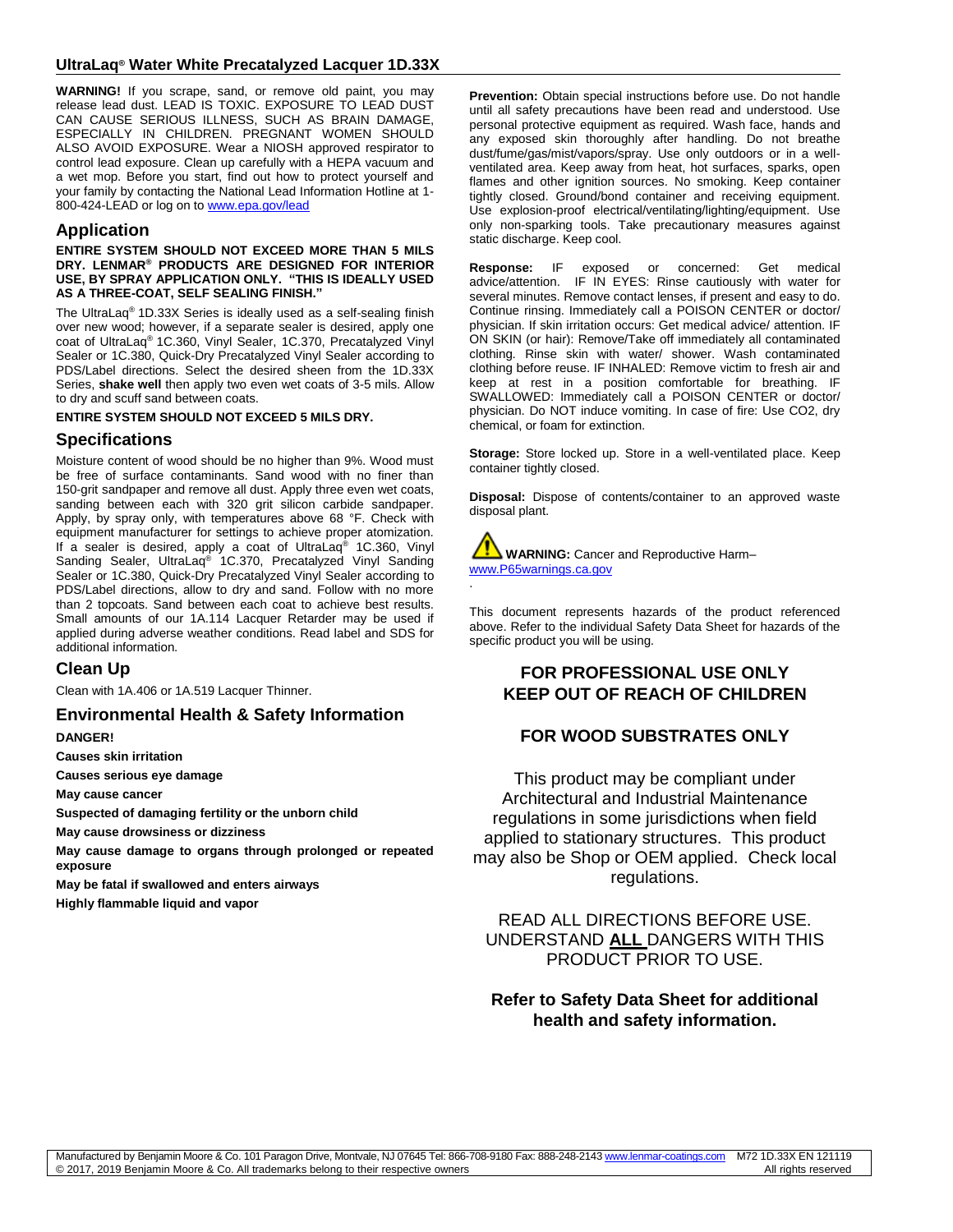## UltraLaq® Water White Precatalyzed Lacquer 1D.33X

**WARNING!** If you scrape, sand, or remove old paint, you may release lead dust. LEAD IS TOXIC. EXPOSURE TO LEAD DUST CAN CAUSE SERIOUS ILLNESS, SUCH AS BRAIN DAMAGE, ESPECIALLY IN CHILDREN. PREGNANT WOMEN SHOULD ALSO AVOID EXPOSURE. Wear a NIOSH approved respirator to control lead exposure. Clean up carefully with a HEPA vacuum and a wet mop. Before you start, find out how to protect yourself and your family by contacting the National Lead Information Hotline at 1-800-424-LEAD or log on to www.epa.gov/lead

## Application

**ENTIRE SYSTEM SHOULD NOT EXCEED MORE THAN 5 MILS DRY. LENMAR® PRODUCTS ARE DESIGNED FOR INTERIOR USE, BY SPRAY APPLICATION ONLY. "THIS IS IDEALLY USED AS A THREE-COAT, SELF SEALING FINISH."**

The UltraLaq® 1D.33X Series is ideally used as a self-sealing finish over new wood; however, if a separate sealer is desired, apply one coat of UltraLaq® 1C.360, Vinyl Sealer, 1C.370, Precatalyzed Vinyl Sealer or 1C.380, Quick-Dry Precatalyzed Vinyl Sealer according to PDS/Label directions. Select the desired sheen from the 1D.33X Series, **shake well** then apply two even wet coats of 3-5 mils. Allow to dry and scuff sand between coats.

**ENTIRE SYSTEM SHOULD NOT EXCEED 5 MILS DRY.**

## Specifications

Moisture content of wood should be no higher than 9%. Wood must be free of surface contaminants. Sand wood with no finer than 150-grit sandpaper and remove all dust. Apply three even wet coats, sanding between each with 320 grit silicon carbide sandpaper. Apply, by spray only, with temperatures above 68 °F. Check with equipment manufacturer for settings to achieve proper atomization. If a sealer is desired, apply a coat of UltraLaq® 1C.360, Vinyl Sanding Sealer, UltraLaq® 1C.370, Precatalyzed Vinyl Sanding Sealer or 1C.380, Quick-Dry Precatalyzed Vinyl Sealer according to PDS/Label directions, allow to dry and sand. Follow with no more than 2 topcoats. Sand between each coat to achieve best results. Small amounts of our 1A.114 Lacquer Retarder may be used if applied during adverse weather conditions. Read label and SDS for additional information.

## Clean Up

Clean with 1A.406 or 1A.519 Lacquer Thinner.

## Environmental Health & Safety Information

**DANGER!**

**Causes skin irritation**

**Causes serious eye damage**

**May cause cancer**

**Suspected of damaging fertility or the unborn child**

**May cause drowsiness or dizziness**

**May cause damage to organs through prolonged or repeated exposure**

**May be fatal if swallowed and enters airways**

**Highly flammable liquid and vapor**

**Prevention:** Obtain special instructions before use. Do not handle until all safety precautions have been read and understood. Use personal protective equipment as required. Wash face, hands and any exposed skin thoroughly after handling. Do not breathe dust/fume/gas/mist/vapors/spray. Use only outdoors or in a well-ventilated area. Keep away from heat, hot surfaces, sparks, open flames and other ignition sources. No smoking. Keep container tightly closed. Ground/bond container and receiving equipment. Use explosion-proof electrical/ventilating/lighting/equipment. Use only non-sparking tools. Take precautionary measures against static discharge. Keep cool.

**Response:** IF exposed or concerned: Get medical advice/attention. IF IN EYES: Rinse cautiously with water for several minutes. Remove contact lenses, if present and easy to do. Continue rinsing. Immediately call a POISON CENTER or doctor/ physician. If skin irritation occurs: Get medical advice/ attention. IF ON SKIN (or hair): Remove/Take off immediately all contaminated clothing. Rinse skin with water/ shower. Wash contaminated clothing before reuse. IF INHALED: Remove victim to fresh air and keep at rest in a position comfortable for breathing. IF SWALLOWED: Immediately call a POISON CENTER or doctor/ physician. Do NOT induce vomiting. In case of fire: Use CO2, dry chemical, or foam for extinction.

**Storage:** Store locked up. Store in a well-ventilated place. Keep container tightly closed.

**Disposal:** Dispose of contents/container to an approved waste disposal plant.

**WARNING:** Cancer and Reproductive Harm– www.P65warnings.ca.gov

This document represents hazards of the product referenced above. Refer to the individual Safety Data Sheet for hazards of the specific product you will be using.

**FOR PROFESSIONAL USE ONLY**
**KEEP OUT OF REACH OF CHILDREN**

**FOR WOOD SUBSTRATES ONLY**

This product may be compliant under Architectural and Industrial Maintenance regulations in some jurisdictions when field applied to stationary structures. This product may also be Shop or OEM applied. Check local regulations.

READ ALL DIRECTIONS BEFORE USE. UNDERSTAND **ALL** DANGERS WITH THIS PRODUCT PRIOR TO USE.

**Refer to Safety Data Sheet for additional health and safety information.**

Manufactured by Benjamin Moore & Co. 101 Paragon Drive, Montvale, NJ 07645 Tel: 866-708-9180 Fax: 888-248-2143 www.lenmar-coatings.com M72 1D.33X EN 121119
© 2017, 2019 Benjamin Moore & Co. All trademarks belong to their respective owners All rights reserved